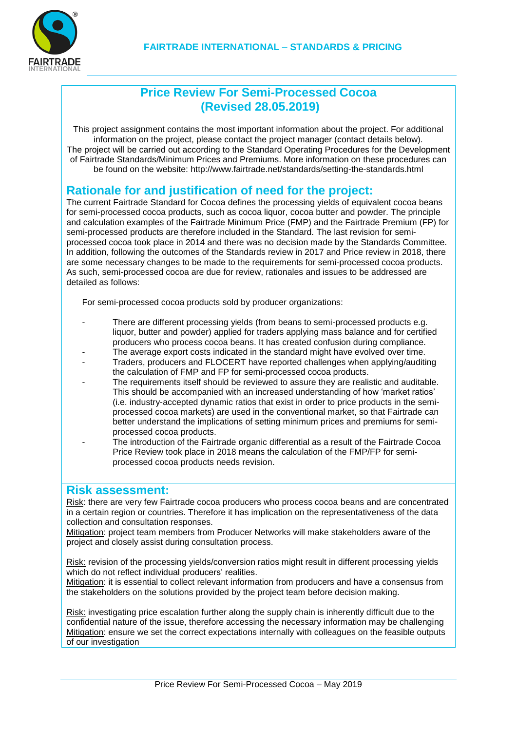**FAIRTRADE INTERNATIONAL – STANDARDS & PRICING**

# Price Review For Semi-Processed Cocoa (Revised 28.05.2019)

This project assignment contains the most important information about the project. For additional information on the project, please contact the project manager (contact details below).
The project will be carried out according to the Standard Operating Procedures for the Development of Fairtrade Standards/Minimum Prices and Premiums. More information on these procedures can be found on the website: http://www.fairtrade.net/standards/setting-the-standards.html

## Rationale for and justification of need for the project:

The current Fairtrade Standard for Cocoa defines the processing yields of equivalent cocoa beans for semi-processed cocoa products, such as cocoa liquor, cocoa butter and powder. The principle and calculation examples of the Fairtrade Minimum Price (FMP) and the Fairtrade Premium (FP) for semi-processed products are therefore included in the Standard. The last revision for semi-processed cocoa took place in 2014 and there was no decision made by the Standards Committee. In addition, following the outcomes of the Standards review in 2017 and Price review in 2018, there are some necessary changes to be made to the requirements for semi-processed cocoa products. As such, semi-processed cocoa are due for review, rationales and issues to be addressed are detailed as follows:

For semi-processed cocoa products sold by producer organizations:

- There are different processing yields (from beans to semi-processed products e.g. liquor, butter and powder) applied for traders applying mass balance and for certified producers who process cocoa beans. It has created confusion during compliance.
- The average export costs indicated in the standard might have evolved over time.
- Traders, producers and FLOCERT have reported challenges when applying/auditing the calculation of FMP and FP for semi-processed cocoa products.
- The requirements itself should be reviewed to assure they are realistic and auditable. This should be accompanied with an increased understanding of how 'market ratios' (i.e. industry-accepted dynamic ratios that exist in order to price products in the semi-processed cocoa markets) are used in the conventional market, so that Fairtrade can better understand the implications of setting minimum prices and premiums for semi-processed cocoa products.
- The introduction of the Fairtrade organic differential as a result of the Fairtrade Cocoa Price Review took place in 2018 means the calculation of the FMP/FP for semi-processed cocoa products needs revision.

## Risk assessment:

Risk: there are very few Fairtrade cocoa producers who process cocoa beans and are concentrated in a certain region or countries. Therefore it has implication on the representativeness of the data collection and consultation responses.
Mitigation: project team members from Producer Networks will make stakeholders aware of the project and closely assist during consultation process.

Risk: revision of the processing yields/conversion ratios might result in different processing yields which do not reflect individual producers' realities.
Mitigation: it is essential to collect relevant information from producers and have a consensus from the stakeholders on the solutions provided by the project team before decision making.

Risk: investigating price escalation further along the supply chain is inherently difficult due to the confidential nature of the issue, therefore accessing the necessary information may be challenging
Mitigation: ensure we set the correct expectations internally with colleagues on the feasible outputs of our investigation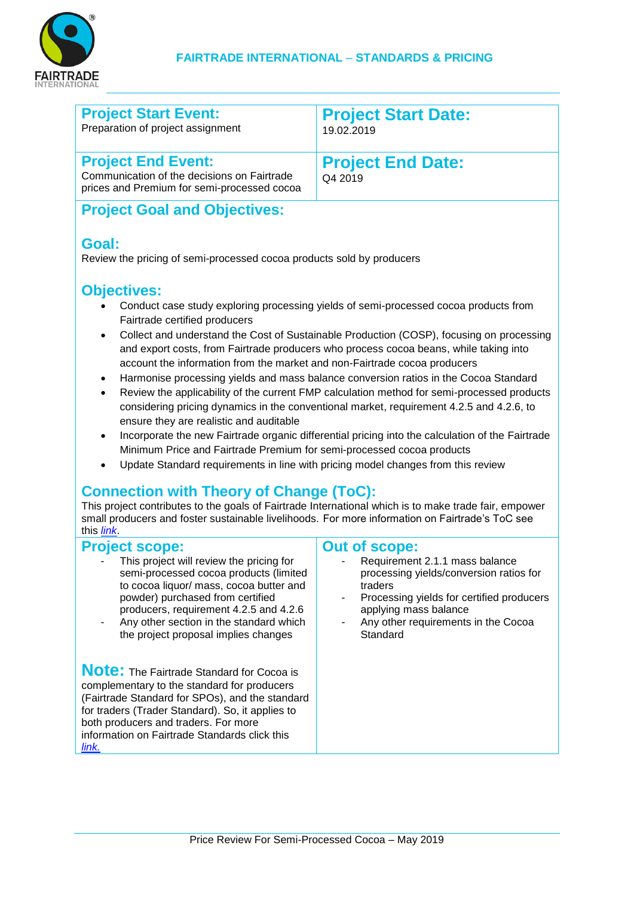| **Project Start Event:** | **Project Start Date:** |
|---|---|
| Preparation of project assignment | 19.02.2019 |
| **Project End Event:** Communication of the decisions on Fairtrade prices and Premium for semi-processed cocoa | **Project End Date:** Q4 2019 |

## Project Goal and Objectives:

### Goal:

Review the pricing of semi-processed cocoa products sold by producers

### Objectives:

- Conduct case study exploring processing yields of semi-processed cocoa products from Fairtrade certified producers
- Collect and understand the Cost of Sustainable Production (COSP), focusing on processing and export costs, from Fairtrade producers who process cocoa beans, while taking into account the information from the market and non-Fairtrade cocoa producers
- Harmonise processing yields and mass balance conversion ratios in the Cocoa Standard
- Review the applicability of the current FMP calculation method for semi-processed products considering pricing dynamics in the conventional market, requirement 4.2.5 and 4.2.6, to ensure they are realistic and auditable
- Incorporate the new Fairtrade organic differential pricing into the calculation of the Fairtrade Minimum Price and Fairtrade Premium for semi-processed cocoa products
- Update Standard requirements in line with pricing model changes from this review

## Connection with Theory of Change (ToC):

This project contributes to the goals of Fairtrade International which is to make trade fair, empower small producers and foster sustainable livelihoods. For more information on Fairtrade's ToC see this *link*.

| **Project scope:** | **Out of scope:** |
|---|---|
| - This project will review the pricing for semi-processed cocoa products (limited to cocoa liquor/ mass, cocoa butter and powder) purchased from certified producers, requirement 4.2.5 and 4.2.6<br>- Any other section in the standard which the project proposal implies changes<br><br>**Note:** The Fairtrade Standard for Cocoa is complementary to the standard for producers (Fairtrade Standard for SPOs), and the standard for traders (Trader Standard). So, it applies to both producers and traders. For more information on Fairtrade Standards click this *link.* | - Requirement 2.1.1 mass balance processing yields/conversion ratios for traders<br>- Processing yields for certified producers applying mass balance<br>- Any other requirements in the Cocoa Standard |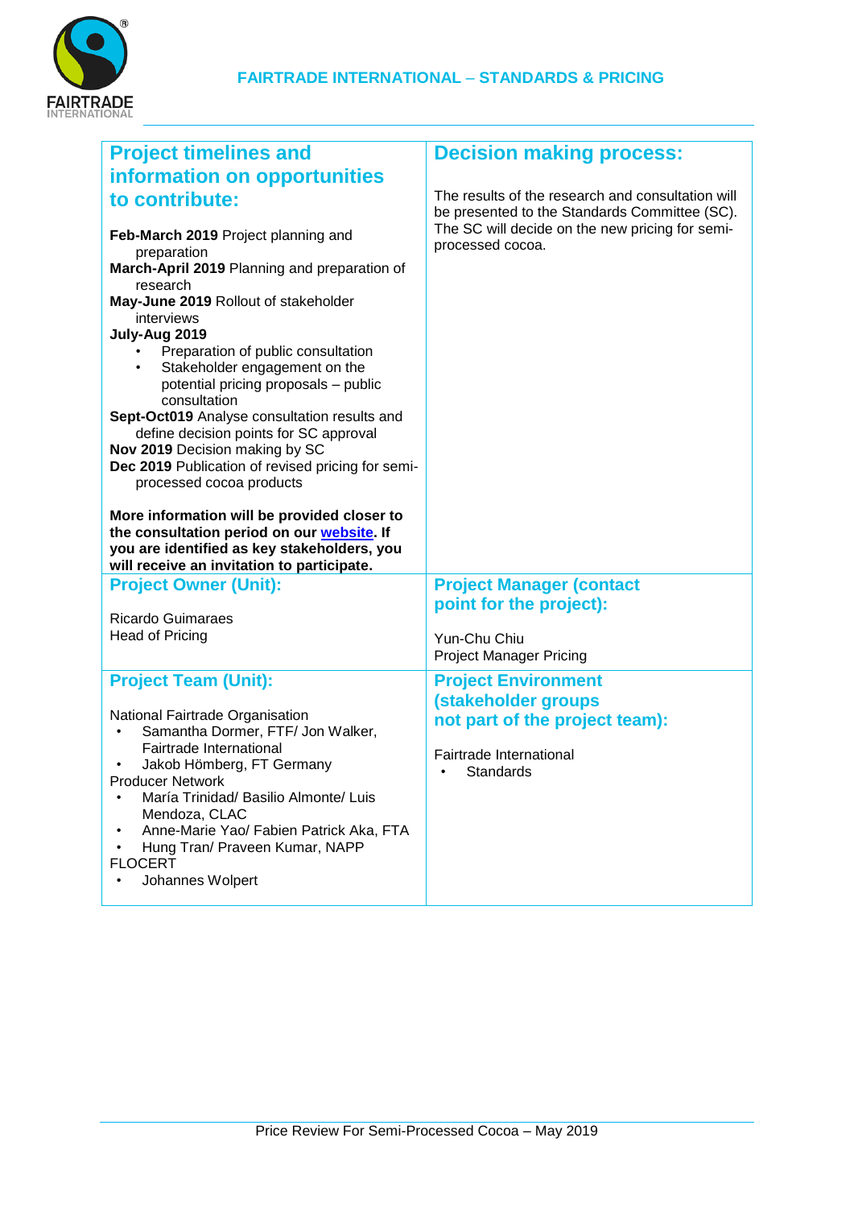## Project timelines and information on opportunities to contribute:

**Feb-March 2019** Project planning and preparation
**March-April 2019** Planning and preparation of research
**May-June 2019** Rollout of stakeholder interviews
**July-Aug 2019**

- Preparation of public consultation
- Stakeholder engagement on the potential pricing proposals – public consultation

**Sept-Oct019** Analyse consultation results and define decision points for SC approval
**Nov 2019** Decision making by SC
**Dec 2019** Publication of revised pricing for semi-processed cocoa products

**More information will be provided closer to the consultation period on our website. If you are identified as key stakeholders, you will receive an invitation to participate.**

## Decision making process:

The results of the research and consultation will be presented to the Standards Committee (SC). The SC will decide on the new pricing for semi-processed cocoa.

## Project Owner (Unit):

Ricardo Guimaraes
Head of Pricing

## Project Manager (contact point for the project):

Yun-Chu Chiu
Project Manager Pricing

## Project Team (Unit):

National Fairtrade Organisation

- Samantha Dormer, FTF/ Jon Walker, Fairtrade International
- Jakob Hömberg, FT Germany

Producer Network

- María Trinidad/ Basilio Almonte/ Luis Mendoza, CLAC
- Anne-Marie Yao/ Fabien Patrick Aka, FTA
- Hung Tran/ Praveen Kumar, NAPP

FLOCERT

- Johannes Wolpert

## Project Environment (stakeholder groups not part of the project team):

Fairtrade International

- Standards